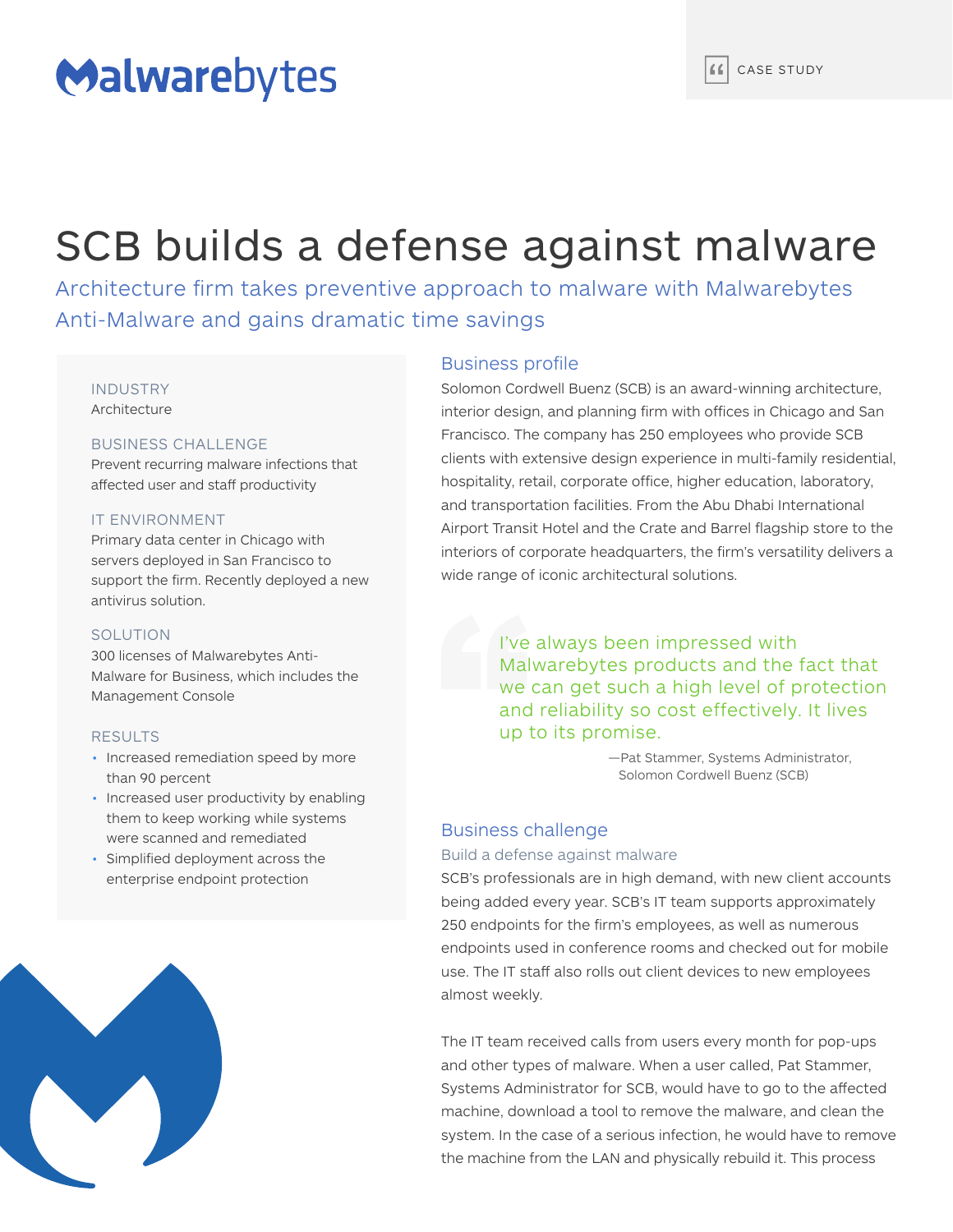Malwarebytes

CASE STUDY

# SCB builds a defense against malware

Architecture firm takes preventive approach to malware with Malwarebytes Anti-Malware and gains dramatic time savings

INDUSTRY

Architecture

BUSINESS CHALLENGE

Prevent recurring malware infections that affected user and staff productivity

IT ENVIRONMENT

Primary data center in Chicago with servers deployed in San Francisco to support the firm. Recently deployed a new antivirus solution.

SOLUTION

300 licenses of Malwarebytes Anti-Malware for Business, which includes the Management Console

RESULTS

- Increased remediation speed by more than 90 percent
- Increased user productivity by enabling them to keep working while systems were scanned and remediated
- Simplified deployment across the enterprise endpoint protection

## Business profile

Solomon Cordwell Buenz (SCB) is an award-winning architecture, interior design, and planning firm with offices in Chicago and San Francisco. The company has 250 employees who provide SCB clients with extensive design experience in multi-family residential, hospitality, retail, corporate office, higher education, laboratory, and transportation facilities. From the Abu Dhabi International Airport Transit Hotel and the Crate and Barrel flagship store to the interiors of corporate headquarters, the firm's versatility delivers a wide range of iconic architectural solutions.

> I've always been impressed with Malwarebytes products and the fact that we can get such a high level of protection and reliability so cost effectively. It lives up to its promise.
>
> —Pat Stammer, Systems Administrator, Solomon Cordwell Buenz (SCB)

## Business challenge

### Build a defense against malware

SCB's professionals are in high demand, with new client accounts being added every year. SCB's IT team supports approximately 250 endpoints for the firm's employees, as well as numerous endpoints used in conference rooms and checked out for mobile use. The IT staff also rolls out client devices to new employees almost weekly.

The IT team received calls from users every month for pop-ups and other types of malware. When a user called, Pat Stammer, Systems Administrator for SCB, would have to go to the affected machine, download a tool to remove the malware, and clean the system. In the case of a serious infection, he would have to remove the machine from the LAN and physically rebuild it. This process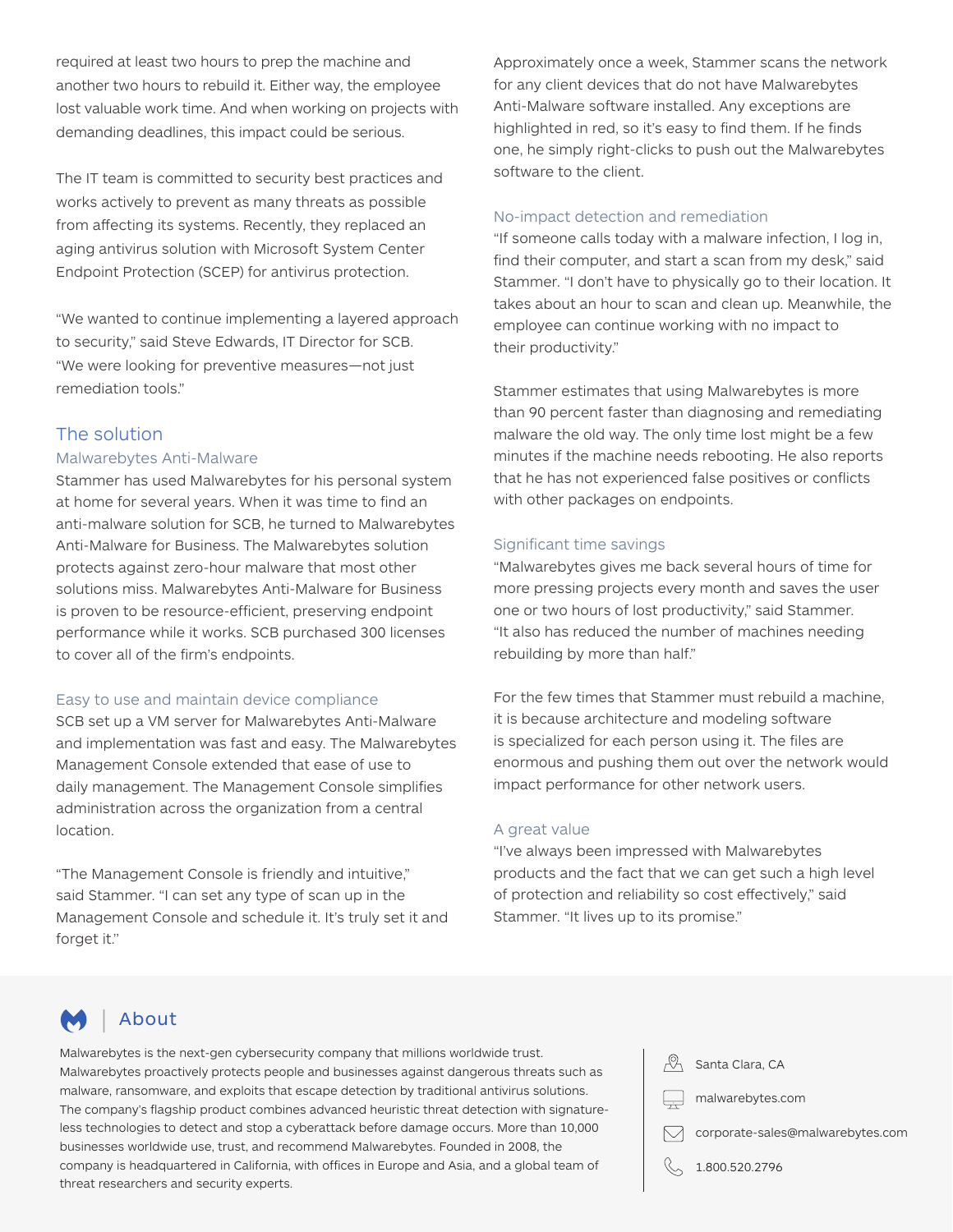required at least two hours to prep the machine and another two hours to rebuild it. Either way, the employee lost valuable work time. And when working on projects with demanding deadlines, this impact could be serious.

The IT team is committed to security best practices and works actively to prevent as many threats as possible from affecting its systems. Recently, they replaced an aging antivirus solution with Microsoft System Center Endpoint Protection (SCEP) for antivirus protection.

"We wanted to continue implementing a layered approach to security," said Steve Edwards, IT Director for SCB. "We were looking for preventive measures—not just remediation tools."

## The solution

### Malwarebytes Anti-Malware

Stammer has used Malwarebytes for his personal system at home for several years. When it was time to find an anti-malware solution for SCB, he turned to Malwarebytes Anti-Malware for Business. The Malwarebytes solution protects against zero-hour malware that most other solutions miss. Malwarebytes Anti-Malware for Business is proven to be resource-efficient, preserving endpoint performance while it works. SCB purchased 300 licenses to cover all of the firm's endpoints.

### Easy to use and maintain device compliance

SCB set up a VM server for Malwarebytes Anti-Malware and implementation was fast and easy. The Malwarebytes Management Console extended that ease of use to daily management. The Management Console simplifies administration across the organization from a central location.

"The Management Console is friendly and intuitive," said Stammer. "I can set any type of scan up in the Management Console and schedule it. It's truly set it and forget it."

Approximately once a week, Stammer scans the network for any client devices that do not have Malwarebytes Anti-Malware software installed. Any exceptions are highlighted in red, so it's easy to find them. If he finds one, he simply right-clicks to push out the Malwarebytes software to the client.

### No-impact detection and remediation

"If someone calls today with a malware infection, I log in, find their computer, and start a scan from my desk," said Stammer. "I don't have to physically go to their location. It takes about an hour to scan and clean up. Meanwhile, the employee can continue working with no impact to their productivity."

Stammer estimates that using Malwarebytes is more than 90 percent faster than diagnosing and remediating malware the old way. The only time lost might be a few minutes if the machine needs rebooting. He also reports that he has not experienced false positives or conflicts with other packages on endpoints.

### Significant time savings

"Malwarebytes gives me back several hours of time for more pressing projects every month and saves the user one or two hours of lost productivity," said Stammer. "It also has reduced the number of machines needing rebuilding by more than half."

For the few times that Stammer must rebuild a machine, it is because architecture and modeling software is specialized for each person using it. The files are enormous and pushing them out over the network would impact performance for other network users.

### A great value

"I've always been impressed with Malwarebytes products and the fact that we can get such a high level of protection and reliability so cost effectively," said Stammer. "It lives up to its promise."

## About

Malwarebytes is the next-gen cybersecurity company that millions worldwide trust. Malwarebytes proactively protects people and businesses against dangerous threats such as malware, ransomware, and exploits that escape detection by traditional antivirus solutions. The company's flagship product combines advanced heuristic threat detection with signature-less technologies to detect and stop a cyberattack before damage occurs. More than 10,000 businesses worldwide use, trust, and recommend Malwarebytes. Founded in 2008, the company is headquartered in California, with offices in Europe and Asia, and a global team of threat researchers and security experts.

Santa Clara, CA

malwarebytes.com

corporate-sales@malwarebytes.com

1.800.520.2796